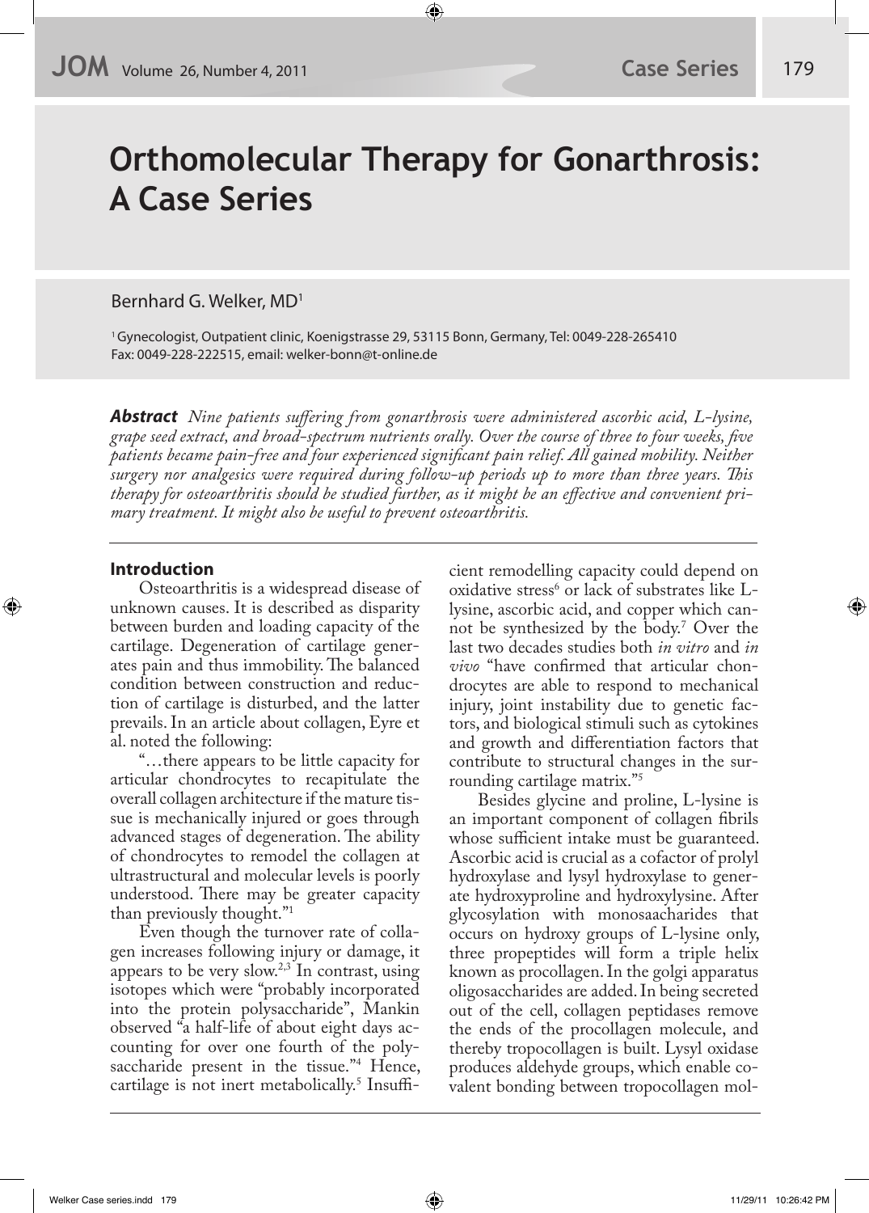# Orthomolecular Therapy for Gonarthrosis: A Case Series

Bernhard G. Welker, MD[1]

[1] Gynecologist, Outpatient clinic, Koenigstrasse 29, 53115 Bonn, Germany, Tel: 0049-228-265410 Fax: 0049-228-222515, email: welker-bonn@t-online.de

***Abstract*** *Nine patients suffering from gonarthrosis were administered ascorbic acid, L-lysine, grape seed extract, and broad-spectrum nutrients orally. Over the course of three to four weeks, five patients became pain-free and four experienced significant pain relief. All gained mobility. Neither surgery nor analgesics were required during follow-up periods up to more than three years. This therapy for osteoarthritis should be studied further, as it might be an effective and convenient primary treatment. It might also be useful to prevent osteoarthritis.*

## Introduction

Osteoarthritis is a widespread disease of unknown causes. It is described as disparity between burden and loading capacity of the cartilage. Degeneration of cartilage generates pain and thus immobility. The balanced condition between construction and reduction of cartilage is disturbed, and the latter prevails. In an article about collagen, Eyre et al. noted the following:

"…there appears to be little capacity for articular chondrocytes to recapitulate the overall collagen architecture if the mature tissue is mechanically injured or goes through advanced stages of degeneration. The ability of chondrocytes to remodel the collagen at ultrastructural and molecular levels is poorly understood. There may be greater capacity than previously thought."[1]

Even though the turnover rate of collagen increases following injury or damage, it appears to be very slow.[2,3] In contrast, using isotopes which were "probably incorporated into the protein polysaccharide", Mankin observed "a half-life of about eight days accounting for over one fourth of the polysaccharide present in the tissue."[4] Hence, cartilage is not inert metabolically.[5] Insufficient remodelling capacity could depend on oxidative stress[6] or lack of substrates like L-lysine, ascorbic acid, and copper which cannot be synthesized by the body.[7] Over the last two decades studies both *in vitro* and *in vivo* "have confirmed that articular chondrocytes are able to respond to mechanical injury, joint instability due to genetic factors, and biological stimuli such as cytokines and growth and differentiation factors that contribute to structural changes in the surrounding cartilage matrix."[5]

Besides glycine and proline, L-lysine is an important component of collagen fibrils whose sufficient intake must be guaranteed. Ascorbic acid is crucial as a cofactor of prolyl hydroxylase and lysyl hydroxylase to generate hydroxyproline and hydroxylysine. After glycosylation with monosaacharides that occurs on hydroxy groups of L-lysine only, three propeptides will form a triple helix known as procollagen. In the golgi apparatus oligosaccharides are added. In being secreted out of the cell, collagen peptidases remove the ends of the procollagen molecule, and thereby tropocollagen is built. Lysyl oxidase produces aldehyde groups, which enable covalent bonding between tropocollagen mol-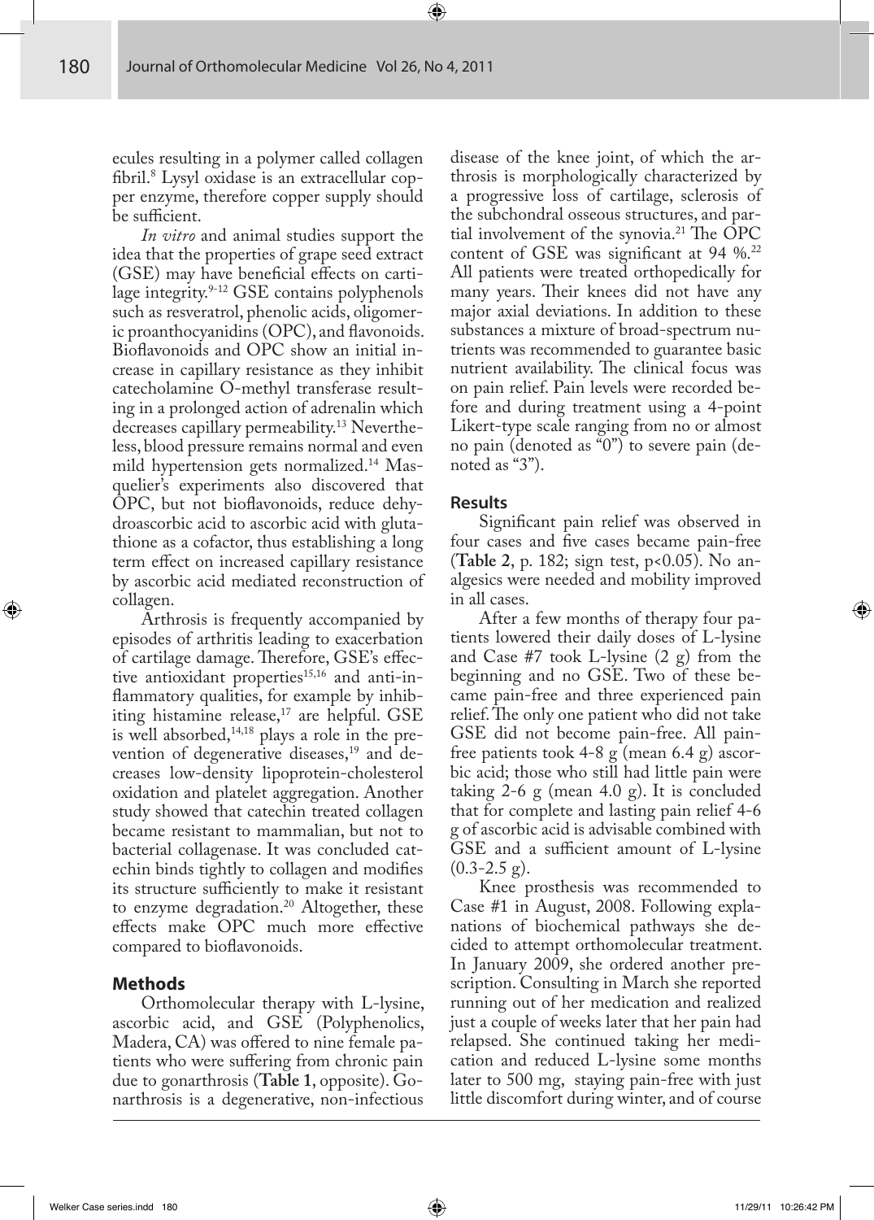ecules resulting in a polymer called collagen fibril.[8] Lysyl oxidase is an extracellular copper enzyme, therefore copper supply should be sufficient.

*In vitro* and animal studies support the idea that the properties of grape seed extract (GSE) may have beneficial effects on cartilage integrity.[9-12] GSE contains polyphenols such as resveratrol, phenolic acids, oligomeric proanthocyanidins (OPC), and flavonoids. Bioflavonoids and OPC show an initial increase in capillary resistance as they inhibit catecholamine O-methyl transferase resulting in a prolonged action of adrenalin which decreases capillary permeability.[13] Nevertheless, blood pressure remains normal and even mild hypertension gets normalized.[14] Masquelier's experiments also discovered that OPC, but not bioflavonoids, reduce dehydroascorbic acid to ascorbic acid with glutathione as a cofactor, thus establishing a long term effect on increased capillary resistance by ascorbic acid mediated reconstruction of collagen.

Arthrosis is frequently accompanied by episodes of arthritis leading to exacerbation of cartilage damage. Therefore, GSE's effective antioxidant properties[15,16] and anti-inflammatory qualities, for example by inhibiting histamine release,[17] are helpful. GSE is well absorbed,[14,18] plays a role in the prevention of degenerative diseases,[19] and decreases low-density lipoprotein-cholesterol oxidation and platelet aggregation. Another study showed that catechin treated collagen became resistant to mammalian, but not to bacterial collagenase. It was concluded catechin binds tightly to collagen and modifies its structure sufficiently to make it resistant to enzyme degradation.[20] Altogether, these effects make OPC much more effective compared to bioflavonoids.

## Methods

Orthomolecular therapy with L-lysine, ascorbic acid, and GSE (Polyphenolics, Madera, CA) was offered to nine female patients who were suffering from chronic pain due to gonarthrosis (**Table 1**, opposite). Gonarthrosis is a degenerative, non-infectious disease of the knee joint, of which the arthrosis is morphologically characterized by a progressive loss of cartilage, sclerosis of the subchondral osseous structures, and partial involvement of the synovia.[21] The OPC content of GSE was significant at 94 %.[22] All patients were treated orthopedically for many years. Their knees did not have any major axial deviations. In addition to these substances a mixture of broad-spectrum nutrients was recommended to guarantee basic nutrient availability. The clinical focus was on pain relief. Pain levels were recorded before and during treatment using a 4-point Likert-type scale ranging from no or almost no pain (denoted as "0") to severe pain (denoted as "3").

## Results

Significant pain relief was observed in four cases and five cases became pain-free (**Table 2**, p. 182; sign test, $p<0.05$). No analgesics were needed and mobility improved in all cases.

After a few months of therapy four patients lowered their daily doses of L-lysine and Case #7 took L-lysine (2 g) from the beginning and no GSE. Two of these became pain-free and three experienced pain relief. The only one patient who did not take GSE did not become pain-free. All pain-free patients took 4-8 g (mean 6.4 g) ascorbic acid; those who still had little pain were taking 2-6 g (mean 4.0 g). It is concluded that for complete and lasting pain relief 4-6 g of ascorbic acid is advisable combined with GSE and a sufficient amount of L-lysine (0.3-2.5 g).

Knee prosthesis was recommended to Case #1 in August, 2008. Following explanations of biochemical pathways she decided to attempt orthomolecular treatment. In January 2009, she ordered another prescription. Consulting in March she reported running out of her medication and realized just a couple of weeks later that her pain had relapsed. She continued taking her medication and reduced L-lysine some months later to 500 mg, staying pain-free with just little discomfort during winter, and of course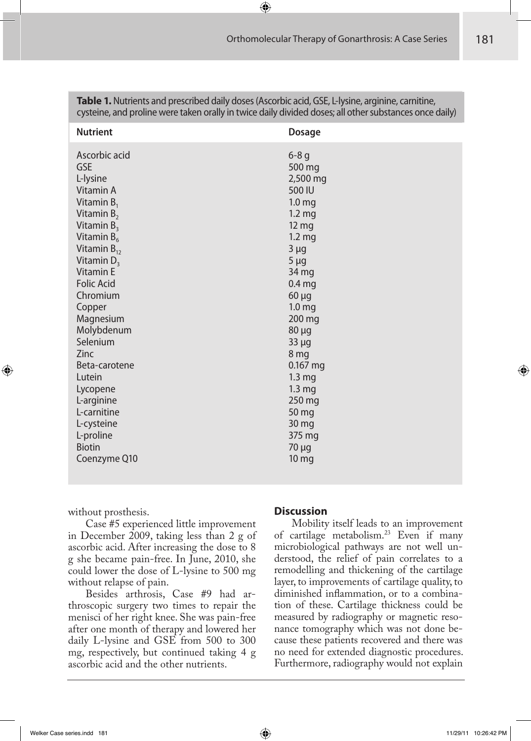**Table 1.** Nutrients and prescribed daily doses (Ascorbic acid, GSE, L-lysine, arginine, carnitine, cysteine, and proline were taken orally in twice daily divided doses; all other substances once daily)

| Nutrient | Dosage |
|---|---|
| Ascorbic acid | 6-8 g |
| GSE | 500 mg |
| L-lysine | 2,500 mg |
| Vitamin A | 500 IU |
| Vitamin $B_1$ | 1.0 mg |
| Vitamin $B_2$ | 1.2 mg |
| Vitamin $B_3$ | 12 mg |
| Vitamin $B_6$ | 1.2 mg |
| Vitamin $B_{12}$ | 3 µg |
| Vitamin $D_3$ | 5 µg |
| Vitamin E | 34 mg |
| Folic Acid | 0.4 mg |
| Chromium | 60 µg |
| Copper | 1.0 mg |
| Magnesium | 200 mg |
| Molybdenum | 80 µg |
| Selenium | 33 µg |
| Zinc | 8 mg |
| Beta-carotene | 0.167 mg |
| Lutein | 1.3 mg |
| Lycopene | 1.3 mg |
| L-arginine | 250 mg |
| L-carnitine | 50 mg |
| L-cysteine | 30 mg |
| L-proline | 375 mg |
| Biotin | 70 µg |
| Coenzyme Q10 | 10 mg |

without prosthesis.

Case #5 experienced little improvement in December 2009, taking less than 2 g of ascorbic acid. After increasing the dose to 8 g she became pain-free. In June, 2010, she could lower the dose of L-lysine to 500 mg without relapse of pain.

Besides arthrosis, Case #9 had arthroscopic surgery two times to repair the menisci of her right knee. She was pain-free after one month of therapy and lowered her daily L-lysine and GSE from 500 to 300 mg, respectively, but continued taking 4 g ascorbic acid and the other nutrients.

## Discussion

Mobility itself leads to an improvement of cartilage metabolism.[23] Even if many microbiological pathways are not well understood, the relief of pain correlates to a remodelling and thickening of the cartilage layer, to improvements of cartilage quality, to diminished inflammation, or to a combination of these. Cartilage thickness could be measured by radiography or magnetic resonance tomography which was not done because these patients recovered and there was no need for extended diagnostic procedures. Furthermore, radiography would not explain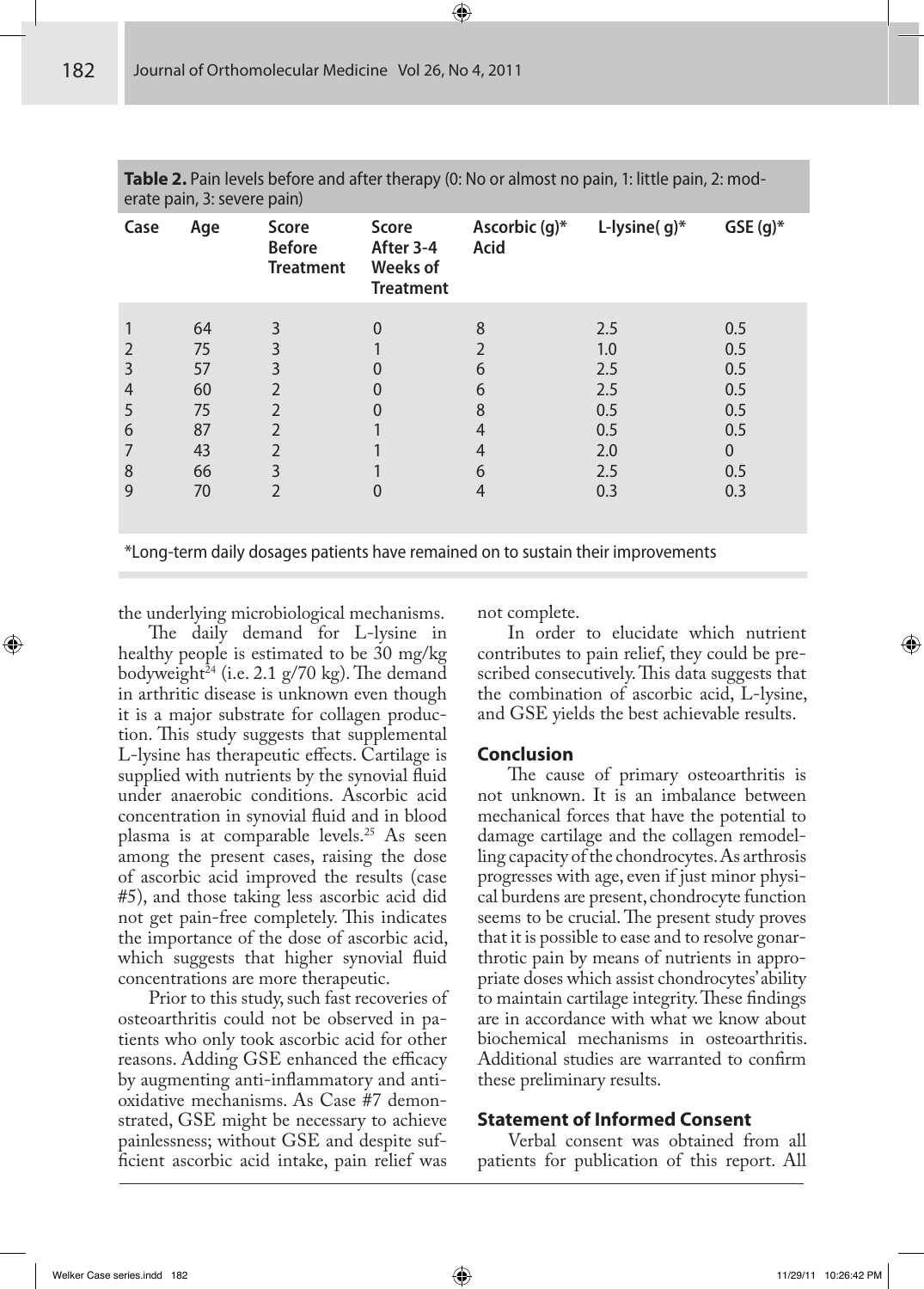**Table 2.** Pain levels before and after therapy (0: No or almost no pain, 1: little pain, 2: moderate pain, 3: severe pain)

| Case | Age | Score Before Treatment | Score After 3-4 Weeks of Treatment | Ascorbic Acid (g)* | L-lysine( g)* | GSE (g)* |
|---|---|---|---|---|---|---|
| 1 | 64 | 3 | 0 | 8 | 2.5 | 0.5 |
| 2 | 75 | 3 | 1 | 2 | 1.0 | 0.5 |
| 3 | 57 | 3 | 0 | 6 | 2.5 | 0.5 |
| 4 | 60 | 2 | 0 | 6 | 2.5 | 0.5 |
| 5 | 75 | 2 | 0 | 8 | 0.5 | 0.5 |
| 6 | 87 | 2 | 1 | 4 | 0.5 | 0.5 |
| 7 | 43 | 2 | 1 | 4 | 2.0 | 0 |
| 8 | 66 | 3 | 1 | 6 | 2.5 | 0.5 |
| 9 | 70 | 2 | 0 | 4 | 0.3 | 0.3 |

*Long-term daily dosages patients have remained on to sustain their improvements

the underlying microbiological mechanisms.

The daily demand for L-lysine in healthy people is estimated to be 30 mg/kg bodyweight[24] (i.e. 2.1 g/70 kg). The demand in arthritic disease is unknown even though it is a major substrate for collagen production. This study suggests that supplemental L-lysine has therapeutic effects. Cartilage is supplied with nutrients by the synovial fluid under anaerobic conditions. Ascorbic acid concentration in synovial fluid and in blood plasma is at comparable levels.[25] As seen among the present cases, raising the dose of ascorbic acid improved the results (case #5), and those taking less ascorbic acid did not get pain-free completely. This indicates the importance of the dose of ascorbic acid, which suggests that higher synovial fluid concentrations are more therapeutic.

Prior to this study, such fast recoveries of osteoarthritis could not be observed in patients who only took ascorbic acid for other reasons. Adding GSE enhanced the efficacy by augmenting anti-inflammatory and antioxidative mechanisms. As Case #7 demonstrated, GSE might be necessary to achieve painlessness; without GSE and despite sufficient ascorbic acid intake, pain relief was not complete.

In order to elucidate which nutrient contributes to pain relief, they could be prescribed consecutively. This data suggests that the combination of ascorbic acid, L-lysine, and GSE yields the best achievable results.

## Conclusion

The cause of primary osteoarthritis is not unknown. It is an imbalance between mechanical forces that have the potential to damage cartilage and the collagen remodelling capacity of the chondrocytes. As arthrosis progresses with age, even if just minor physical burdens are present, chondrocyte function seems to be crucial. The present study proves that it is possible to ease and to resolve gonarthrotic pain by means of nutrients in appropriate doses which assist chondrocytes' ability to maintain cartilage integrity. These findings are in accordance with what we know about biochemical mechanisms in osteoarthritis. Additional studies are warranted to confirm these preliminary results.

## Statement of Informed Consent

Verbal consent was obtained from all patients for publication of this report. All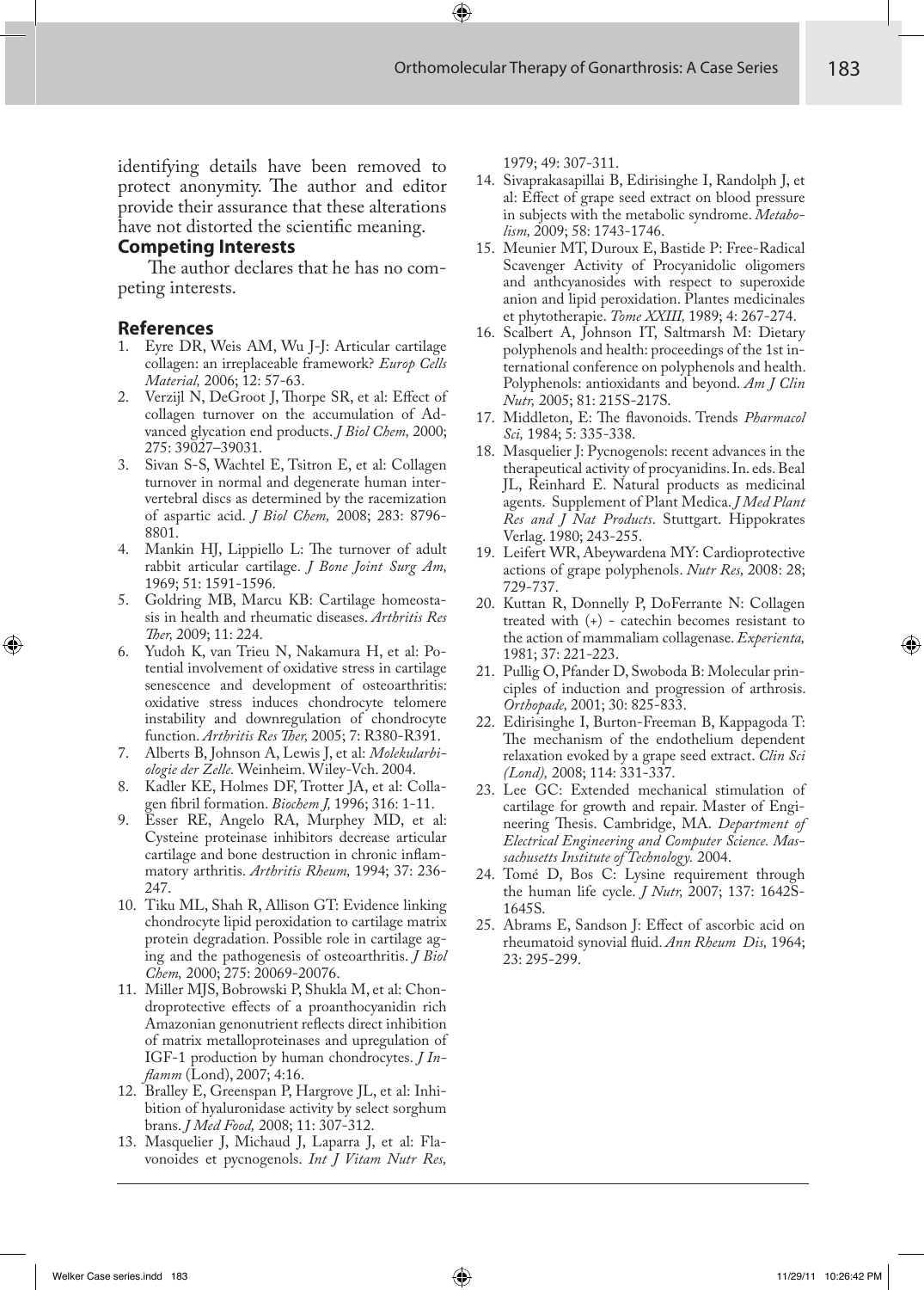identifying details have been removed to protect anonymity. The author and editor provide their assurance that these alterations have not distorted the scientific meaning.

## Competing Interests

The author declares that he has no competing interests.

## References

1. Eyre DR, Weis AM, Wu J-J: Articular cartilage collagen: an irreplaceable framework? *Europ Cells Material,* 2006; 12: 57-63.
2. Verzijl N, DeGroot J, Thorpe SR, et al: Effect of collagen turnover on the accumulation of Advanced glycation end products. *J Biol Chem,* 2000; 275: 39027–39031.
3. Sivan S-S, Wachtel E, Tsitron E, et al: Collagen turnover in normal and degenerate human intervertebral discs as determined by the racemization of aspartic acid. *J Biol Chem,* 2008; 283: 8796-8801.
4. Mankin HJ, Lippiello L: The turnover of adult rabbit articular cartilage. *J Bone Joint Surg Am,* 1969; 51: 1591-1596.
5. Goldring MB, Marcu KB: Cartilage homeostasis in health and rheumatic diseases. *Arthritis Res Ther,* 2009; 11: 224.
6. Yudoh K, van Trieu N, Nakamura H, et al: Potential involvement of oxidative stress in cartilage senescence and development of osteoarthritis: oxidative stress induces chondrocyte telomere instability and downregulation of chondrocyte function. *Arthritis Res Ther,* 2005; 7: R380-R391.
7. Alberts B, Johnson A, Lewis J, et al: *Molekularbiologie der Zelle.* Weinheim. Wiley-Vch. 2004.
8. Kadler KE, Holmes DF, Trotter JA, et al: Collagen fibril formation. *Biochem J,* 1996; 316: 1-11.
9. Esser RE, Angelo RA, Murphey MD, et al: Cysteine proteinase inhibitors decrease articular cartilage and bone destruction in chronic inflammatory arthritis. *Arthritis Rheum,* 1994; 37: 236-247.
10. Tiku ML, Shah R, Allison GT: Evidence linking chondrocyte lipid peroxidation to cartilage matrix protein degradation. Possible role in cartilage aging and the pathogenesis of osteoarthritis. *J Biol Chem,* 2000; 275: 20069-20076.
11. Miller MJS, Bobrowski P, Shukla M, et al: Chondroprotective effects of a proanthocyanidin rich Amazonian genonutrient reflects direct inhibition of matrix metalloproteinases and upregulation of IGF-1 production by human chondrocytes. *J Inflamm* (Lond), 2007; 4:16.
12. Bralley E, Greenspan P, Hargrove JL, et al: Inhibition of hyaluronidase activity by select sorghum brans. *J Med Food,* 2008; 11: 307-312.
13. Masquelier J, Michaud J, Laparra J, et al: Flavonoides et pycnogenols. *Int J Vitam Nutr Res,* 1979; 49: 307-311.
14. Sivaprakasapillai B, Edirisinghe I, Randolph J, et al: Effect of grape seed extract on blood pressure in subjects with the metabolic syndrome. *Metabolism,* 2009; 58: 1743-1746.
15. Meunier MT, Duroux E, Bastide P: Free-Radical Scavenger Activity of Procyanidolic oligomers and anthcyanosides with respect to superoxide anion and lipid peroxidation. Plantes medicinales et phytotherapie. *Tome XXIII,* 1989; 4: 267-274.
16. Scalbert A, Johnson IT, Saltmarsh M: Dietary polyphenols and health: proceedings of the 1st international conference on polyphenols and health. Polyphenols: antioxidants and beyond. *Am J Clin Nutr,* 2005; 81: 215S-217S.
17. Middleton, E: The flavonoids. Trends *Pharmacol Sci,* 1984; 5: 335-338.
18. Masquelier J: Pycnogenols: recent advances in the therapeutical activity of procyanidins. In. eds. Beal JL, Reinhard E. Natural products as medicinal agents. Supplement of Plant Medica. *J Med Plant Res and J Nat Products*. Stuttgart. Hippokrates Verlag. 1980; 243-255.
19. Leifert WR, Abeywardena MY: Cardioprotective actions of grape polyphenols. *Nutr Res,* 2008: 28; 729-737.
20. Kuttan R, Donnelly P, DoFerrante N: Collagen treated with (+) - catechin becomes resistant to the action of mammaliam collagenase. *Experienta,* 1981; 37: 221-223.
21. Pullig O, Pfander D, Swoboda B: Molecular principles of induction and progression of arthrosis. *Orthopade,* 2001; 30: 825-833.
22. Edirisinghe I, Burton-Freeman B, Kappagoda T: The mechanism of the endothelium dependent relaxation evoked by a grape seed extract. *Clin Sci (Lond),* 2008; 114: 331-337.
23. Lee GC: Extended mechanical stimulation of cartilage for growth and repair. Master of Engineering Thesis. Cambridge, MA. *Department of Electrical Engineering and Computer Science. Massachusetts Institute of Technology.* 2004.
24. Tomé D, Bos C: Lysine requirement through the human life cycle. *J Nutr,* 2007; 137: 1642S-1645S.
25. Abrams E, Sandson J: Effect of ascorbic acid on rheumatoid synovial fluid. *Ann Rheum Dis,* 1964; 23: 295-299.